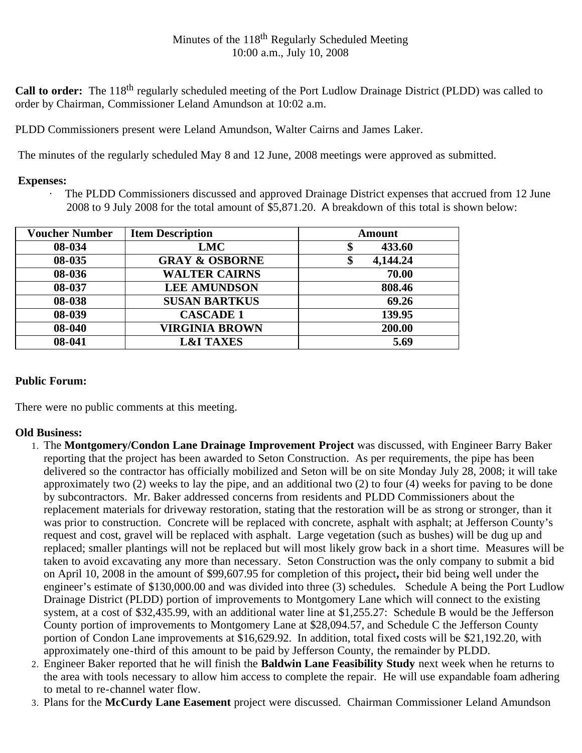Minutes of the 118th Regularly Scheduled Meeting
10:00 a.m., July 10, 2008

**Call to order:** The 118th regularly scheduled meeting of the Port Ludlow Drainage District (PLDD) was called to order by Chairman, Commissioner Leland Amundson at 10:02 a.m.

PLDD Commissioners present were Leland Amundson, Walter Cairns and James Laker.

The minutes of the regularly scheduled May 8 and 12 June, 2008 meetings were approved as submitted.

**Expenses:**

- The PLDD Commissioners discussed and approved Drainage District expenses that accrued from 12 June 2008 to 9 July 2008 for the total amount of $5,871.20. A breakdown of this total is shown below:

| Voucher Number | Item Description | Amount |
|---|---|---|
| 08-034 | LMC | $ 433.60 |
| 08-035 | GRAY & OSBORNE | $ 4,144.24 |
| 08-036 | WALTER CAIRNS | 70.00 |
| 08-037 | LEE AMUNDSON | 808.46 |
| 08-038 | SUSAN BARTKUS | 69.26 |
| 08-039 | CASCADE 1 | 139.95 |
| 08-040 | VIRGINIA BROWN | 200.00 |
| 08-041 | L&I TAXES | 5.69 |

**Public Forum:**

There were no public comments at this meeting.

**Old Business:**

1. The **Montgomery/Condon Lane Drainage Improvement Project** was discussed, with Engineer Barry Baker reporting that the project has been awarded to Seton Construction. As per requirements, the pipe has been delivered so the contractor has officially mobilized and Seton will be on site Monday July 28, 2008; it will take approximately two (2) weeks to lay the pipe, and an additional two (2) to four (4) weeks for paving to be done by subcontractors. Mr. Baker addressed concerns from residents and PLDD Commissioners about the replacement materials for driveway restoration, stating that the restoration will be as strong or stronger, than it was prior to construction. Concrete will be replaced with concrete, asphalt with asphalt; at Jefferson County's request and cost, gravel will be replaced with asphalt. Large vegetation (such as bushes) will be dug up and replaced; smaller plantings will not be replaced but will most likely grow back in a short time. Measures will be taken to avoid excavating any more than necessary. Seton Construction was the only company to submit a bid on April 10, 2008 in the amount of $99,607.95 for completion of this project**,** their bid being well under the engineer's estimate of $130,000.00 and was divided into three (3) schedules. Schedule A being the Port Ludlow Drainage District (PLDD) portion of improvements to Montgomery Lane which will connect to the existing system, at a cost of $32,435.99, with an additional water line at $1,255.27: Schedule B would be the Jefferson County portion of improvements to Montgomery Lane at $28,094.57, and Schedule C the Jefferson County portion of Condon Lane improvements at $16,629.92. In addition, total fixed costs will be $21,192.20, with approximately one-third of this amount to be paid by Jefferson County, the remainder by PLDD.
2. Engineer Baker reported that he will finish the **Baldwin Lane Feasibility Study** next week when he returns to the area with tools necessary to allow him access to complete the repair. He will use expandable foam adhering to metal to re-channel water flow.
3. Plans for the **McCurdy Lane Easement** project were discussed. Chairman Commissioner Leland Amundson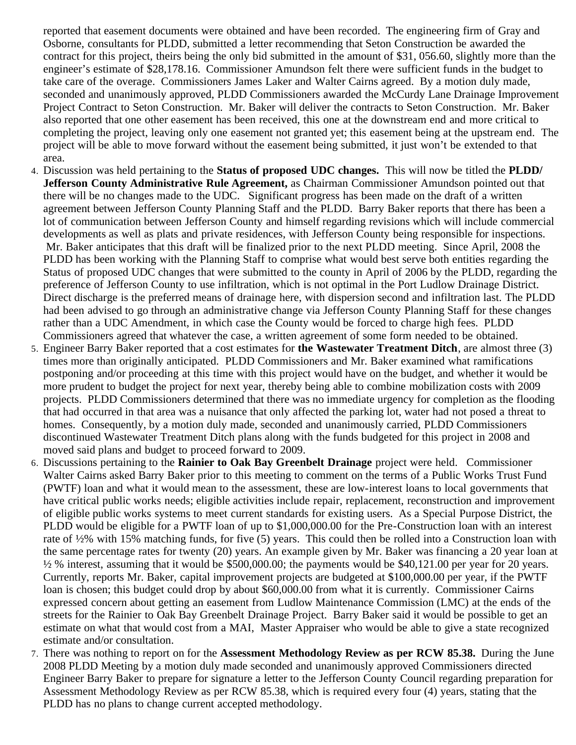reported that easement documents were obtained and have been recorded. The engineering firm of Gray and Osborne, consultants for PLDD, submitted a letter recommending that Seton Construction be awarded the contract for this project, theirs being the only bid submitted in the amount of $31, 056.60, slightly more than the engineer's estimate of $28,178.16. Commissioner Amundson felt there were sufficient funds in the budget to take care of the overage. Commissioners James Laker and Walter Cairns agreed. By a motion duly made, seconded and unanimously approved, PLDD Commissioners awarded the McCurdy Lane Drainage Improvement Project Contract to Seton Construction. Mr. Baker will deliver the contracts to Seton Construction. Mr. Baker also reported that one other easement has been received, this one at the downstream end and more critical to completing the project, leaving only one easement not granted yet; this easement being at the upstream end. The project will be able to move forward without the easement being submitted, it just won't be extended to that area.

4. Discussion was held pertaining to the **Status of proposed UDC changes.** This will now be titled the **PLDD/ Jefferson County Administrative Rule Agreement,** as Chairman Commissioner Amundson pointed out that there will be no changes made to the UDC. Significant progress has been made on the draft of a written agreement between Jefferson County Planning Staff and the PLDD. Barry Baker reports that there has been a lot of communication between Jefferson County and himself regarding revisions which will include commercial developments as well as plats and private residences, with Jefferson County being responsible for inspections. Mr. Baker anticipates that this draft will be finalized prior to the next PLDD meeting. Since April, 2008 the PLDD has been working with the Planning Staff to comprise what would best serve both entities regarding the Status of proposed UDC changes that were submitted to the county in April of 2006 by the PLDD, regarding the preference of Jefferson County to use infiltration, which is not optimal in the Port Ludlow Drainage District. Direct discharge is the preferred means of drainage here, with dispersion second and infiltration last. The PLDD had been advised to go through an administrative change via Jefferson County Planning Staff for these changes rather than a UDC Amendment, in which case the County would be forced to charge high fees. PLDD Commissioners agreed that whatever the case, a written agreement of some form needed to be obtained.
5. Engineer Barry Baker reported that a cost estimates for **the Wastewater Treatment Ditch**, are almost three (3) times more than originally anticipated. PLDD Commissioners and Mr. Baker examined what ramifications postponing and/or proceeding at this time with this project would have on the budget, and whether it would be more prudent to budget the project for next year, thereby being able to combine mobilization costs with 2009 projects. PLDD Commissioners determined that there was no immediate urgency for completion as the flooding that had occurred in that area was a nuisance that only affected the parking lot, water had not posed a threat to homes. Consequently, by a motion duly made, seconded and unanimously carried, PLDD Commissioners discontinued Wastewater Treatment Ditch plans along with the funds budgeted for this project in 2008 and moved said plans and budget to proceed forward to 2009.
6. Discussions pertaining to the **Rainier to Oak Bay Greenbelt Drainage** project were held. Commissioner Walter Cairns asked Barry Baker prior to this meeting to comment on the terms of a Public Works Trust Fund (PWTF) loan and what it would mean to the assessment, these are low-interest loans to local governments that have critical public works needs; eligible activities include repair, replacement, reconstruction and improvement of eligible public works systems to meet current standards for existing users. As a Special Purpose District, the PLDD would be eligible for a PWTF loan of up to $1,000,000.00 for the Pre-Construction loan with an interest rate of ½% with 15% matching funds, for five (5) years. This could then be rolled into a Construction loan with the same percentage rates for twenty (20) years. An example given by Mr. Baker was financing a 20 year loan at ½ % interest, assuming that it would be $500,000.00; the payments would be $40,121.00 per year for 20 years. Currently, reports Mr. Baker, capital improvement projects are budgeted at $100,000.00 per year, if the PWTF loan is chosen; this budget could drop by about $60,000.00 from what it is currently. Commissioner Cairns expressed concern about getting an easement from Ludlow Maintenance Commission (LMC) at the ends of the streets for the Rainier to Oak Bay Greenbelt Drainage Project. Barry Baker said it would be possible to get an estimate on what that would cost from a MAI, Master Appraiser who would be able to give a state recognized estimate and/or consultation.
7. There was nothing to report on for the **Assessment Methodology Review as per RCW 85.38.** During the June 2008 PLDD Meeting by a motion duly made seconded and unanimously approved Commissioners directed Engineer Barry Baker to prepare for signature a letter to the Jefferson County Council regarding preparation for Assessment Methodology Review as per RCW 85.38, which is required every four (4) years, stating that the PLDD has no plans to change current accepted methodology.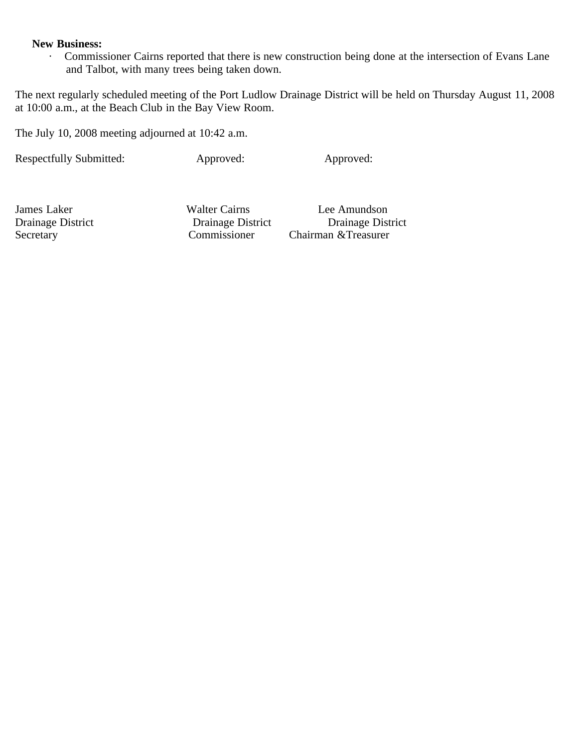**New Business:**

- Commissioner Cairns reported that there is new construction being done at the intersection of Evans Lane and Talbot, with many trees being taken down.

The next regularly scheduled meeting of the Port Ludlow Drainage District will be held on Thursday August 11, 2008 at 10:00 a.m., at the Beach Club in the Bay View Room.

The July 10, 2008 meeting adjourned at 10:42 a.m.

| | | |
|---|---|---|
| Respectfully Submitted: | Approved: | Approved: |
| James Laker<br>Drainage District<br>Secretary | Walter Cairns<br>Drainage District<br>Commissioner | Lee Amundson<br>Drainage District<br>Chairman &Treasurer |